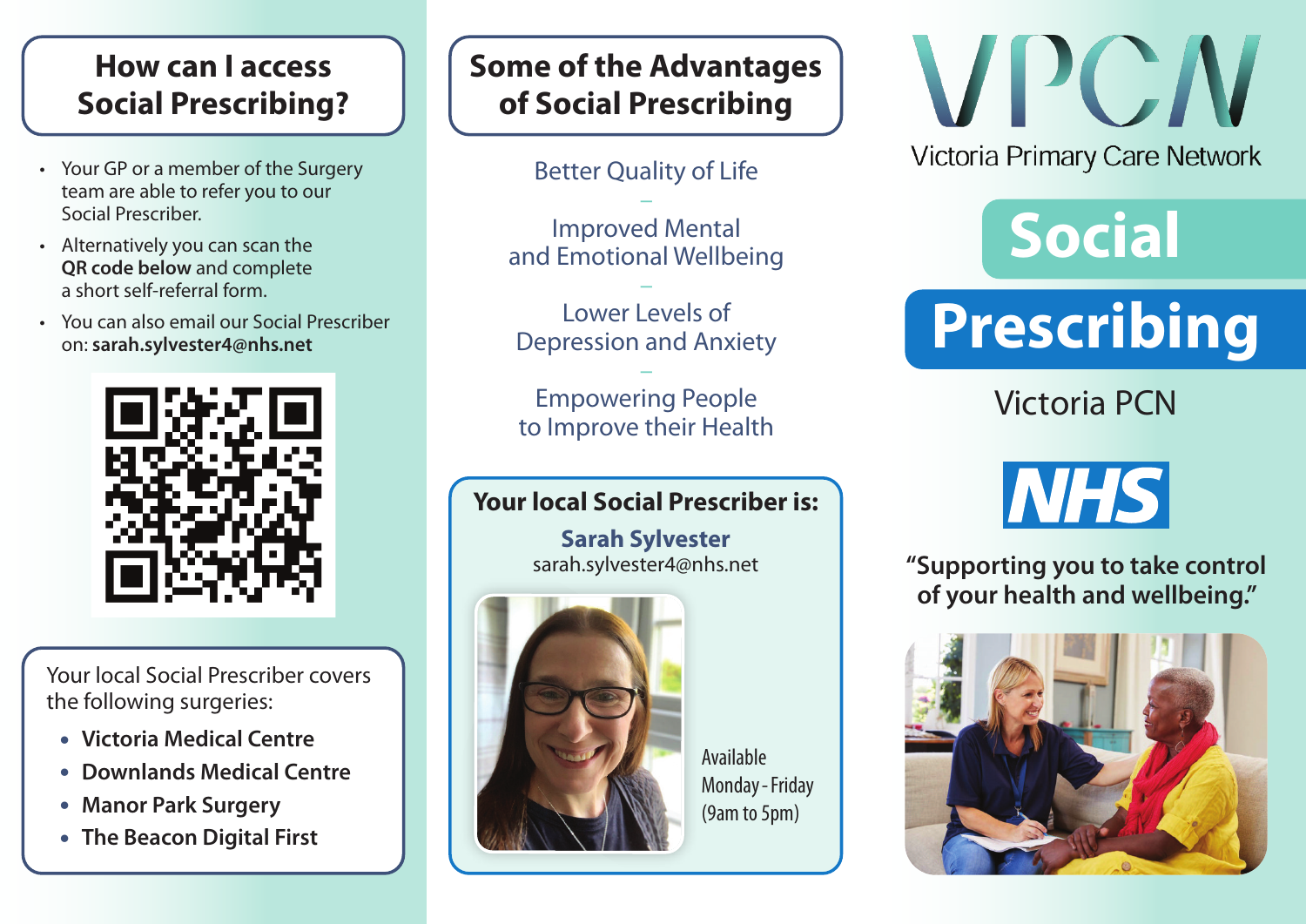## How can I access Social Prescribing?

- Your GP or a member of the Surgery team are able to refer you to our Social Prescriber.
- Alternatively you can scan the **QR code below** and complete a short self-referral form.
- You can also email our Social Prescriber on: **sarah.sylvester4@nhs.net**

Your local Social Prescriber covers the following surgeries:

- **Victoria Medical Centre**
- **Downlands Medical Centre**
- **Manor Park Surgery**
- **The Beacon Digital First**

## Some of the Advantages of Social Prescribing

Better Quality of Life

–

Improved Mental and Emotional Wellbeing

–

Lower Levels of Depression and Anxiety

–

Empowering People to Improve their Health

**Your local Social Prescriber is:**

**Sarah Sylvester**
sarah.sylvester4@nhs.net

Available
Monday - Friday
(9am to 5pm)

# VPCN

Victoria Primary Care Network

# Social Prescribing

Victoria PCN

NHS

**"Supporting you to take control of your health and wellbeing."**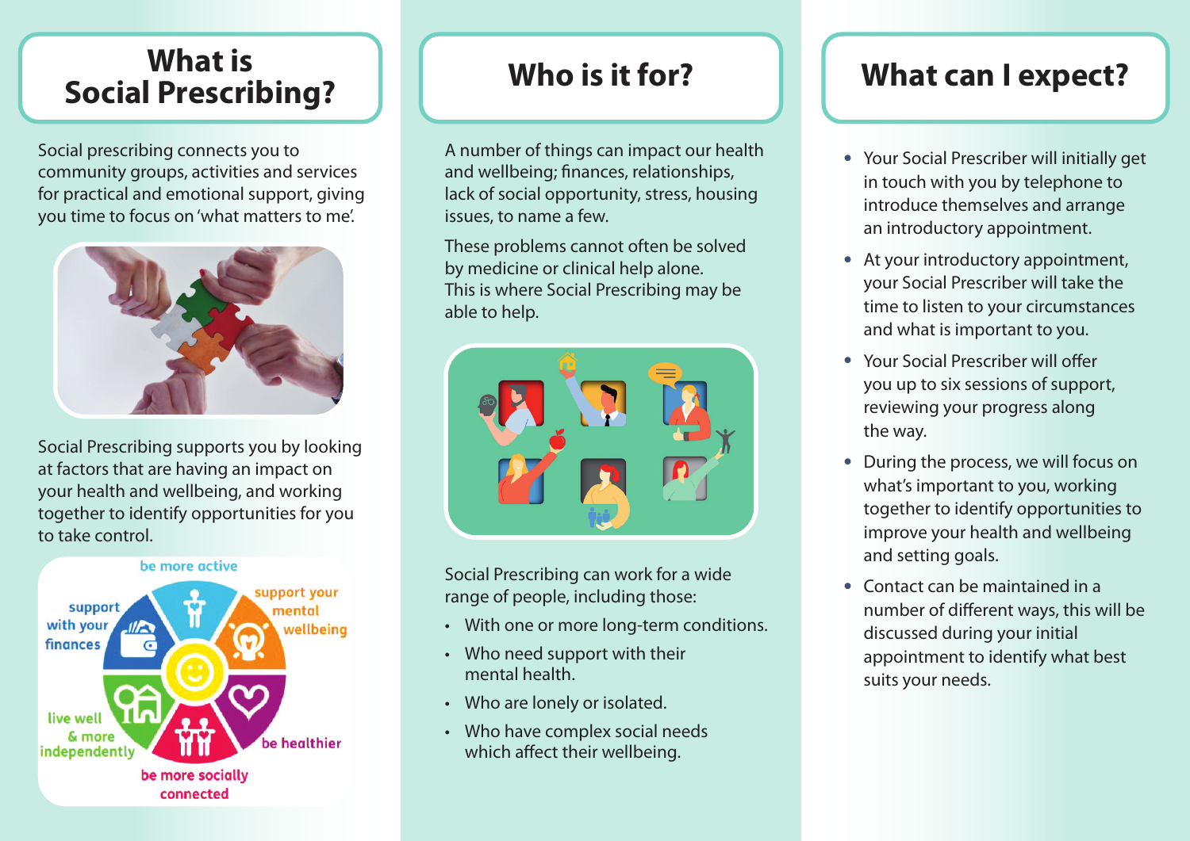# What is Social Prescribing?

Social prescribing connects you to community groups, activities and services for practical and emotional support, giving you time to focus on 'what matters to me'.

Social Prescribing supports you by looking at factors that are having an impact on your health and wellbeing, and working together to identify opportunities for you to take control.

be more active

support your mental wellbeing

be healthier

be more socially connected

live well & more independently

support with your finances

# Who is it for?

A number of things can impact our health and wellbeing; finances, relationships, lack of social opportunity, stress, housing issues, to name a few.

These problems cannot often be solved by medicine or clinical help alone. This is where Social Prescribing may be able to help.

Social Prescribing can work for a wide range of people, including those:

- With one or more long-term conditions.
- Who need support with their mental health.
- Who are lonely or isolated.
- Who have complex social needs which affect their wellbeing.

# What can I expect?

- Your Social Prescriber will initially get in touch with you by telephone to introduce themselves and arrange an introductory appointment.
- At your introductory appointment, your Social Prescriber will take the time to listen to your circumstances and what is important to you.
- Your Social Prescriber will offer you up to six sessions of support, reviewing your progress along the way.
- During the process, we will focus on what's important to you, working together to identify opportunities to improve your health and wellbeing and setting goals.
- Contact can be maintained in a number of different ways, this will be discussed during your initial appointment to identify what best suits your needs.